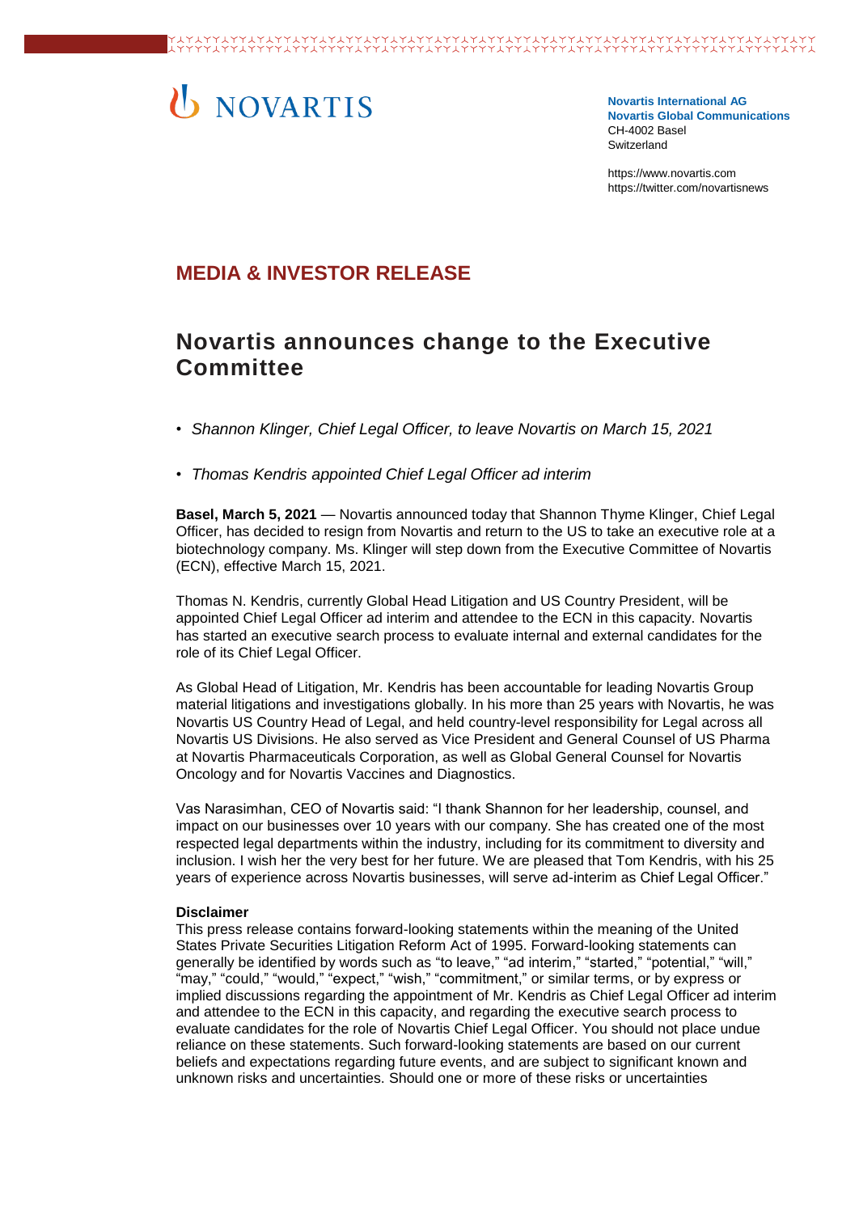NOVARTIS

**Novartis International AG**
**Novartis Global Communications**
CH-4002 Basel
Switzerland

https://www.novartis.com
https://twitter.com/novartisnews

## MEDIA & INVESTOR RELEASE

# Novartis announces change to the Executive Committee

- *Shannon Klinger, Chief Legal Officer, to leave Novartis on March 15, 2021*
- *Thomas Kendris appointed Chief Legal Officer ad interim*

**Basel, March 5, 2021** — Novartis announced today that Shannon Thyme Klinger, Chief Legal Officer, has decided to resign from Novartis and return to the US to take an executive role at a biotechnology company. Ms. Klinger will step down from the Executive Committee of Novartis (ECN), effective March 15, 2021.

Thomas N. Kendris, currently Global Head Litigation and US Country President, will be appointed Chief Legal Officer ad interim and attendee to the ECN in this capacity. Novartis has started an executive search process to evaluate internal and external candidates for the role of its Chief Legal Officer.

As Global Head of Litigation, Mr. Kendris has been accountable for leading Novartis Group material litigations and investigations globally. In his more than 25 years with Novartis, he was Novartis US Country Head of Legal, and held country-level responsibility for Legal across all Novartis US Divisions. He also served as Vice President and General Counsel of US Pharma at Novartis Pharmaceuticals Corporation, as well as Global General Counsel for Novartis Oncology and for Novartis Vaccines and Diagnostics.

Vas Narasimhan, CEO of Novartis said: "I thank Shannon for her leadership, counsel, and impact on our businesses over 10 years with our company. She has created one of the most respected legal departments within the industry, including for its commitment to diversity and inclusion. I wish her the very best for her future. We are pleased that Tom Kendris, with his 25 years of experience across Novartis businesses, will serve ad-interim as Chief Legal Officer."

**Disclaimer**
This press release contains forward-looking statements within the meaning of the United States Private Securities Litigation Reform Act of 1995. Forward-looking statements can generally be identified by words such as "to leave," "ad interim," "started," "potential," "will," "may," "could," "would," "expect," "wish," "commitment," or similar terms, or by express or implied discussions regarding the appointment of Mr. Kendris as Chief Legal Officer ad interim and attendee to the ECN in this capacity, and regarding the executive search process to evaluate candidates for the role of Novartis Chief Legal Officer. You should not place undue reliance on these statements. Such forward-looking statements are based on our current beliefs and expectations regarding future events, and are subject to significant known and unknown risks and uncertainties. Should one or more of these risks or uncertainties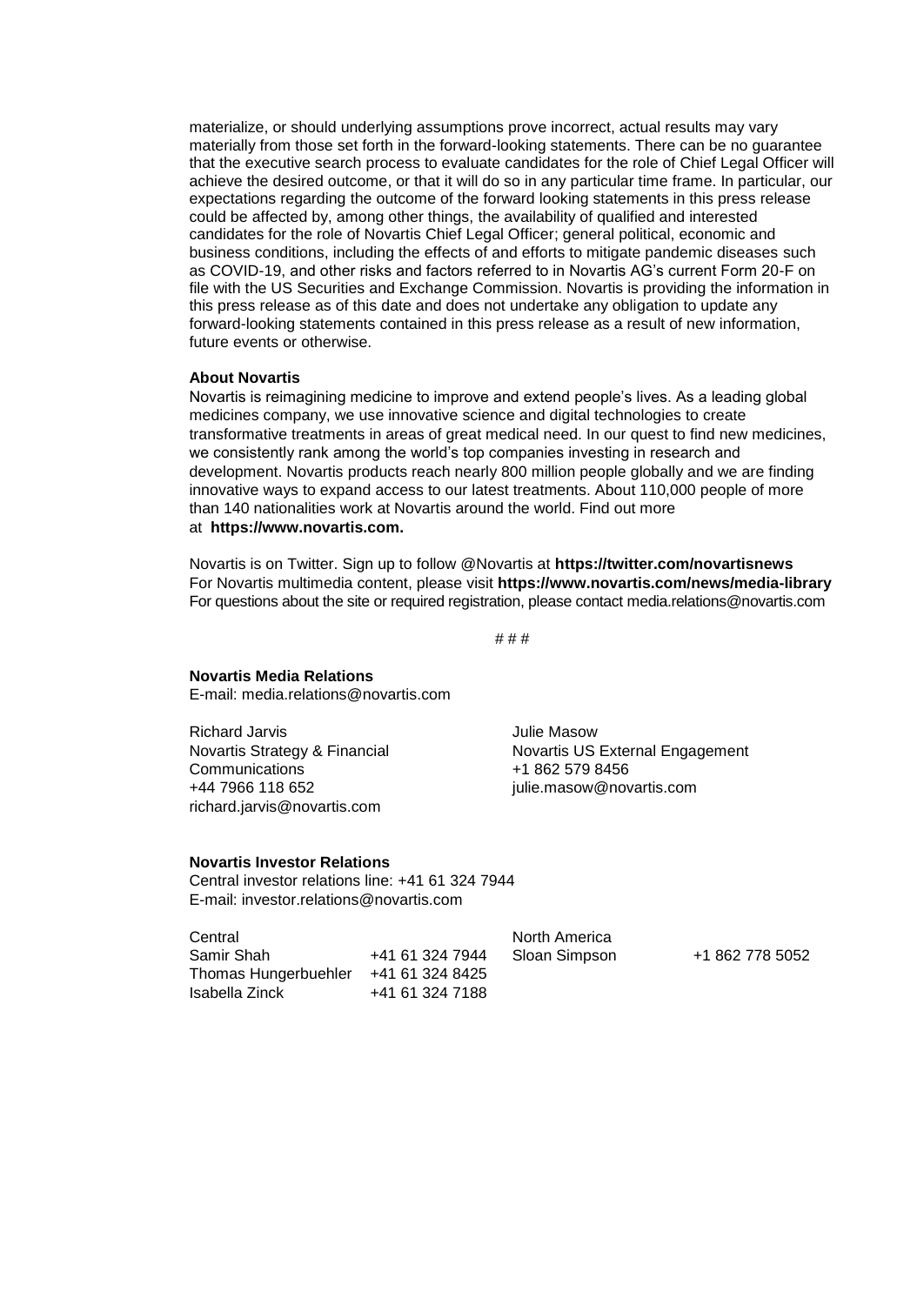materialize, or should underlying assumptions prove incorrect, actual results may vary materially from those set forth in the forward-looking statements. There can be no guarantee that the executive search process to evaluate candidates for the role of Chief Legal Officer will achieve the desired outcome, or that it will do so in any particular time frame. In particular, our expectations regarding the outcome of the forward looking statements in this press release could be affected by, among other things, the availability of qualified and interested candidates for the role of Novartis Chief Legal Officer; general political, economic and business conditions, including the effects of and efforts to mitigate pandemic diseases such as COVID-19, and other risks and factors referred to in Novartis AG's current Form 20-F on file with the US Securities and Exchange Commission. Novartis is providing the information in this press release as of this date and does not undertake any obligation to update any forward-looking statements contained in this press release as a result of new information, future events or otherwise.

**About Novartis**

Novartis is reimagining medicine to improve and extend people's lives. As a leading global medicines company, we use innovative science and digital technologies to create transformative treatments in areas of great medical need. In our quest to find new medicines, we consistently rank among the world's top companies investing in research and development. Novartis products reach nearly 800 million people globally and we are finding innovative ways to expand access to our latest treatments. About 110,000 people of more than 140 nationalities work at Novartis around the world. Find out more at **https://www.novartis.com.**

Novartis is on Twitter. Sign up to follow @Novartis at **https://twitter.com/novartisnews**
For Novartis multimedia content, please visit **https://www.novartis.com/news/media-library**
For questions about the site or required registration, please contact media.relations@novartis.com

# # #

**Novartis Media Relations**
E-mail: media.relations@novartis.com

Richard Jarvis
Novartis Strategy & Financial Communications
+44 7966 118 652
richard.jarvis@novartis.com

Julie Masow
Novartis US External Engagement
+1 862 579 8456
julie.masow@novartis.com

**Novartis Investor Relations**
Central investor relations line: +41 61 324 7944
E-mail: investor.relations@novartis.com

| | | | |
|---|---|---|---|
| Central | | North America | |
| Samir Shah | +41 61 324 7944 | Sloan Simpson | +1 862 778 5052 |
| Thomas Hungerbuehler | +41 61 324 8425 | | |
| Isabella Zinck | +41 61 324 7188 | | |